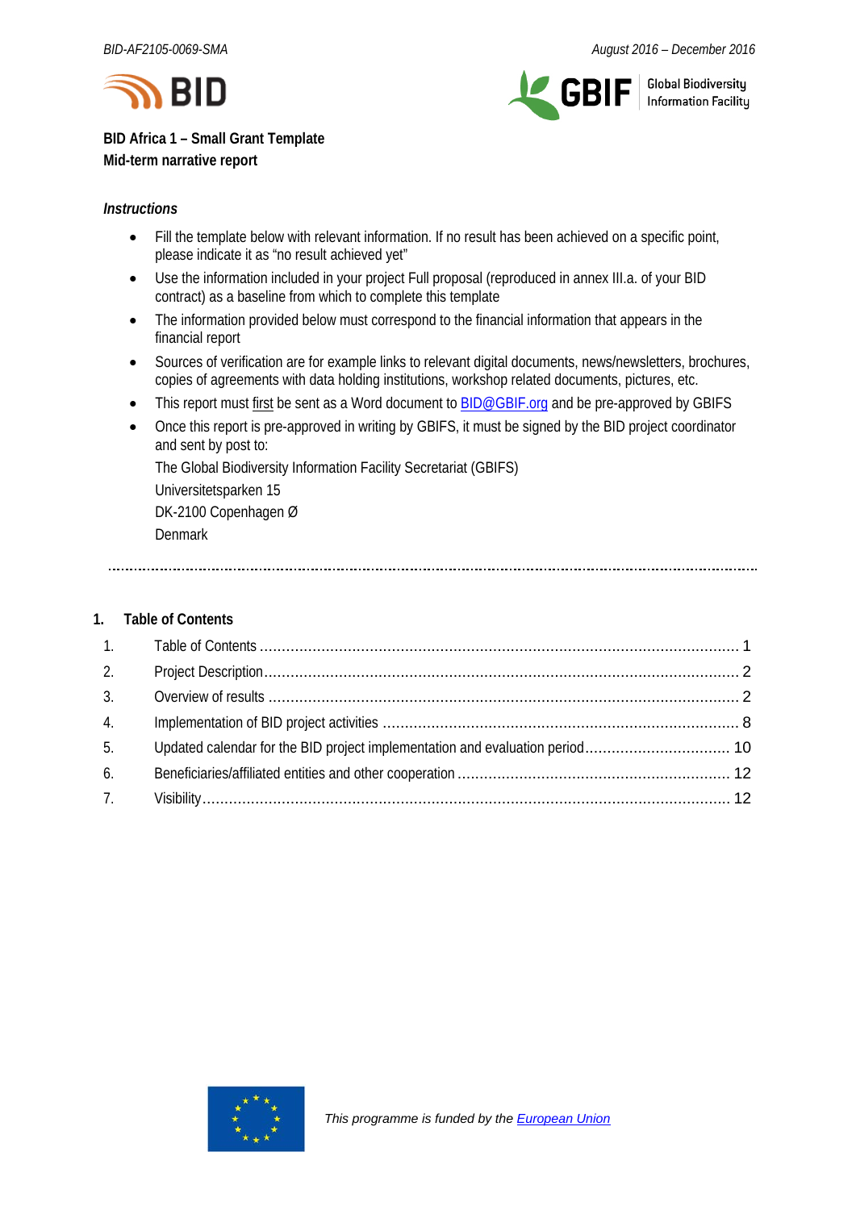BID-AF2105-0069-SMA

August 2016 – December 2016

**BID Africa 1 – Small Grant Template**
**Mid-term narrative report**

### *Instructions*

- Fill the template below with relevant information. If no result has been achieved on a specific point, please indicate it as "no result achieved yet"
- Use the information included in your project Full proposal (reproduced in annex III.a. of your BID contract) as a baseline from which to complete this template
- The information provided below must correspond to the financial information that appears in the financial report
- Sources of verification are for example links to relevant digital documents, news/newsletters, brochures, copies of agreements with data holding institutions, workshop related documents, pictures, etc.
- This report must first be sent as a Word document to [BID@GBIF.org](mailto:BID@GBIF.org) and be pre-approved by GBIFS
- Once this report is pre-approved in writing by GBIFS, it must be signed by the BID project coordinator and sent by post to:

  The Global Biodiversity Information Facility Secretariat (GBIFS)

  Universitetsparken 15

  DK-2100 Copenhagen Ø

  Denmark

## 1. Table of Contents

1. Table of Contents ..... 1
2. Project Description ..... 2
3. Overview of results ..... 2
4. Implementation of BID project activities ..... 8
5. Updated calendar for the BID project implementation and evaluation period ..... 10
6. Beneficiaries/affiliated entities and other cooperation ..... 12
7. Visibility ..... 12

*This programme is funded by the European Union*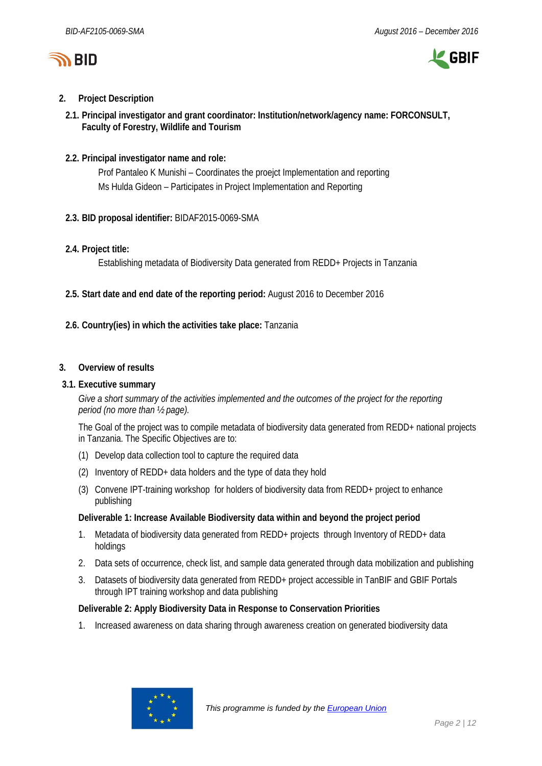## 2. Project Description

### 2.1. Principal investigator and grant coordinator: Institution/network/agency name: FORCONSULT, Faculty of Forestry, Wildlife and Tourism

### 2.2. Principal investigator name and role:

Prof Pantaleo K Munishi – Coordinates the proejct Implementation and reporting

Ms Hulda Gideon – Participates in Project Implementation and Reporting

### 2.3. BID proposal identifier: BIDAF2015-0069-SMA

### 2.4. Project title:

Establishing metadata of Biodiversity Data generated from REDD+ Projects in Tanzania

### 2.5. Start date and end date of the reporting period: August 2016 to December 2016

### 2.6. Country(ies) in which the activities take place: Tanzania

## 3. Overview of results

### 3.1. Executive summary

*Give a short summary of the activities implemented and the outcomes of the project for the reporting period (no more than ½ page).*

The Goal of the project was to compile metadata of biodiversity data generated from REDD+ national projects in Tanzania. The Specific Objectives are to:

(1) Develop data collection tool to capture the required data

(2) Inventory of REDD+ data holders and the type of data they hold

(3) Convene IPT-training workshop for holders of biodiversity data from REDD+ project to enhance publishing

**Deliverable 1: Increase Available Biodiversity data within and beyond the project period**

1. Metadata of biodiversity data generated from REDD+ projects through Inventory of REDD+ data holdings
2. Data sets of occurrence, check list, and sample data generated through data mobilization and publishing
3. Datasets of biodiversity data generated from REDD+ project accessible in TanBIF and GBIF Portals through IPT training workshop and data publishing

**Deliverable 2: Apply Biodiversity Data in Response to Conservation Priorities**

1. Increased awareness on data sharing through awareness creation on generated biodiversity data

This programme is funded by the European Union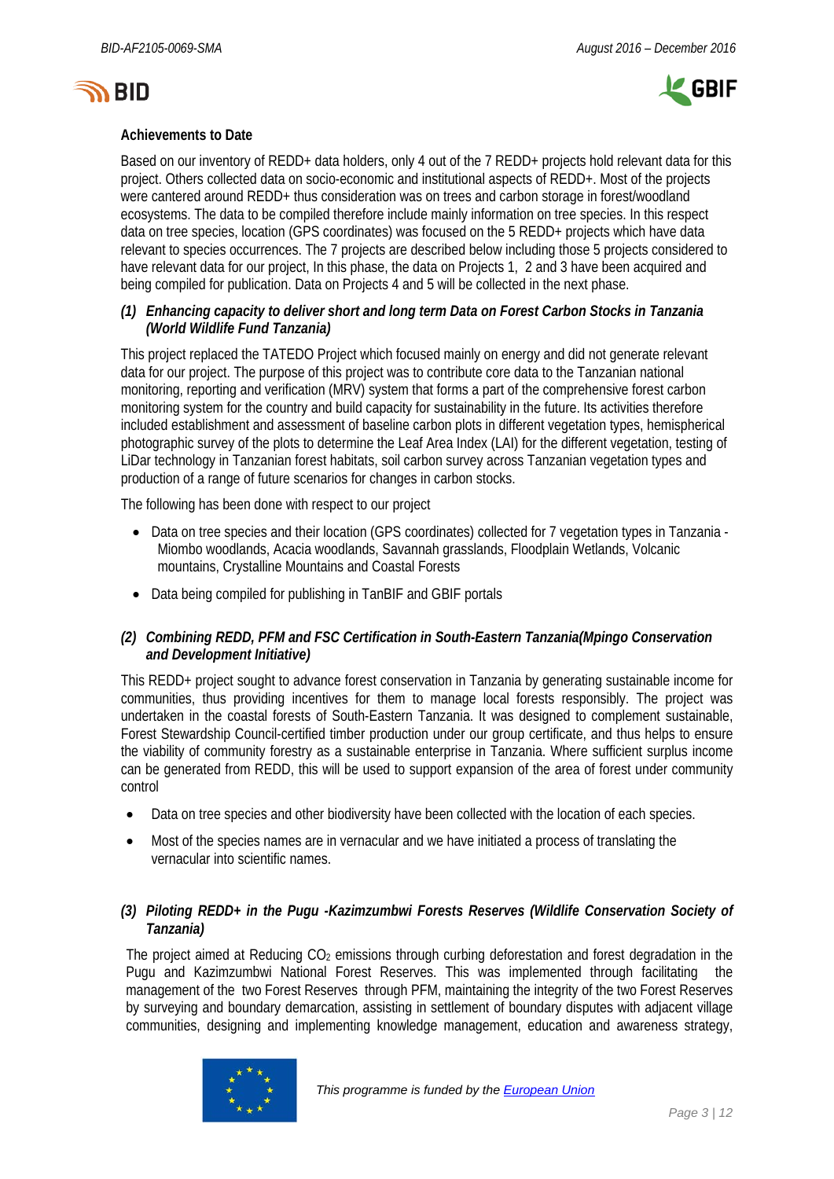**Achievements to Date**

Based on our inventory of REDD+ data holders, only 4 out of the 7 REDD+ projects hold relevant data for this project. Others collected data on socio-economic and institutional aspects of REDD+. Most of the projects were cantered around REDD+ thus consideration was on trees and carbon storage in forest/woodland ecosystems. The data to be compiled therefore include mainly information on tree species. In this respect data on tree species, location (GPS coordinates) was focused on the 5 REDD+ projects which have data relevant to species occurrences. The 7 projects are described below including those 5 projects considered to have relevant data for our project, In this phase, the data on Projects 1, 2 and 3 have been acquired and being compiled for publication. Data on Projects 4 and 5 will be collected in the next phase.

***(1) Enhancing capacity to deliver short and long term Data on Forest Carbon Stocks in Tanzania (World Wildlife Fund Tanzania)***

This project replaced the TATEDO Project which focused mainly on energy and did not generate relevant data for our project. The purpose of this project was to contribute core data to the Tanzanian national monitoring, reporting and verification (MRV) system that forms a part of the comprehensive forest carbon monitoring system for the country and build capacity for sustainability in the future. Its activities therefore included establishment and assessment of baseline carbon plots in different vegetation types, hemispherical photographic survey of the plots to determine the Leaf Area Index (LAI) for the different vegetation, testing of LiDar technology in Tanzanian forest habitats, soil carbon survey across Tanzanian vegetation types and production of a range of future scenarios for changes in carbon stocks.

The following has been done with respect to our project

- Data on tree species and their location (GPS coordinates) collected for 7 vegetation types in Tanzania - Miombo woodlands, Acacia woodlands, Savannah grasslands, Floodplain Wetlands, Volcanic mountains, Crystalline Mountains and Coastal Forests
- Data being compiled for publishing in TanBIF and GBIF portals

***(2) Combining REDD, PFM and FSC Certification in South-Eastern Tanzania(Mpingo Conservation and Development Initiative)***

This REDD+ project sought to advance forest conservation in Tanzania by generating sustainable income for communities, thus providing incentives for them to manage local forests responsibly. The project was undertaken in the coastal forests of South-Eastern Tanzania. It was designed to complement sustainable, Forest Stewardship Council-certified timber production under our group certificate, and thus helps to ensure the viability of community forestry as a sustainable enterprise in Tanzania. Where sufficient surplus income can be generated from REDD, this will be used to support expansion of the area of forest under community control

- Data on tree species and other biodiversity have been collected with the location of each species.
- Most of the species names are in vernacular and we have initiated a process of translating the vernacular into scientific names.

***(3) Piloting REDD+ in the Pugu -Kazimzumbwi Forests Reserves (Wildlife Conservation Society of Tanzania)***

The project aimed at Reducing $CO_2$ emissions through curbing deforestation and forest degradation in the Pugu and Kazimzumbwi National Forest Reserves. This was implemented through facilitating the management of the two Forest Reserves through PFM, maintaining the integrity of the two Forest Reserves by surveying and boundary demarcation, assisting in settlement of boundary disputes with adjacent village communities, designing and implementing knowledge management, education and awareness strategy,

*This programme is funded by the European Union*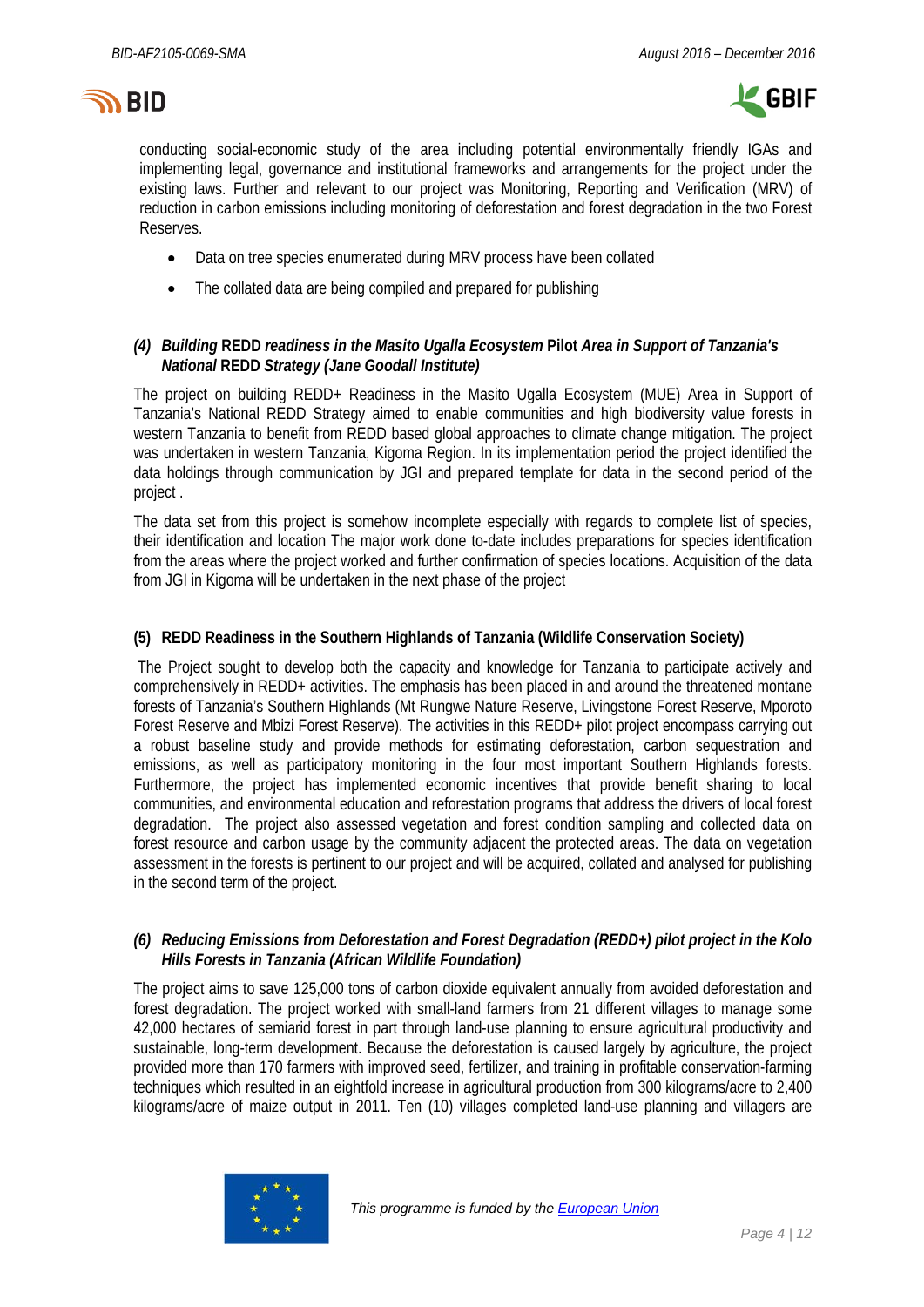conducting social-economic study of the area including potential environmentally friendly IGAs and implementing legal, governance and institutional frameworks and arrangements for the project under the existing laws. Further and relevant to our project was Monitoring, Reporting and Verification (MRV) of reduction in carbon emissions including monitoring of deforestation and forest degradation in the two Forest Reserves.

- Data on tree species enumerated during MRV process have been collated
- The collated data are being compiled and prepared for publishing

### (4) *Building* **REDD** *readiness in the Masito Ugalla Ecosystem* **Pilot** *Area in Support of Tanzania's National* **REDD** *Strategy (Jane Goodall Institute)*

The project on building REDD+ Readiness in the Masito Ugalla Ecosystem (MUE) Area in Support of Tanzania's National REDD Strategy aimed to enable communities and high biodiversity value forests in western Tanzania to benefit from REDD based global approaches to climate change mitigation. The project was undertaken in western Tanzania, Kigoma Region. In its implementation period the project identified the data holdings through communication by JGI and prepared template for data in the second period of the project .

The data set from this project is somehow incomplete especially with regards to complete list of species, their identification and location The major work done to-date includes preparations for species identification from the areas where the project worked and further confirmation of species locations. Acquisition of the data from JGI in Kigoma will be undertaken in the next phase of the project

### (5) REDD Readiness in the Southern Highlands of Tanzania (Wildlife Conservation Society)

The Project sought to develop both the capacity and knowledge for Tanzania to participate actively and comprehensively in REDD+ activities. The emphasis has been placed in and around the threatened montane forests of Tanzania's Southern Highlands (Mt Rungwe Nature Reserve, Livingstone Forest Reserve, Mporoto Forest Reserve and Mbizi Forest Reserve). The activities in this REDD+ pilot project encompass carrying out a robust baseline study and provide methods for estimating deforestation, carbon sequestration and emissions, as well as participatory monitoring in the four most important Southern Highlands forests. Furthermore, the project has implemented economic incentives that provide benefit sharing to local communities, and environmental education and reforestation programs that address the drivers of local forest degradation. The project also assessed vegetation and forest condition sampling and collected data on forest resource and carbon usage by the community adjacent the protected areas. The data on vegetation assessment in the forests is pertinent to our project and will be acquired, collated and analysed for publishing in the second term of the project.

### *(6) Reducing Emissions from Deforestation and Forest Degradation (REDD+) pilot project in the Kolo Hills Forests in Tanzania (African Wildlife Foundation)*

The project aims to save 125,000 tons of carbon dioxide equivalent annually from avoided deforestation and forest degradation. The project worked with small-land farmers from 21 different villages to manage some 42,000 hectares of semiarid forest in part through land-use planning to ensure agricultural productivity and sustainable, long-term development. Because the deforestation is caused largely by agriculture, the project provided more than 170 farmers with improved seed, fertilizer, and training in profitable conservation-farming techniques which resulted in an eightfold increase in agricultural production from 300 kilograms/acre to 2,400 kilograms/acre of maize output in 2011. Ten (10) villages completed land-use planning and villagers are

*This programme is funded by the European Union*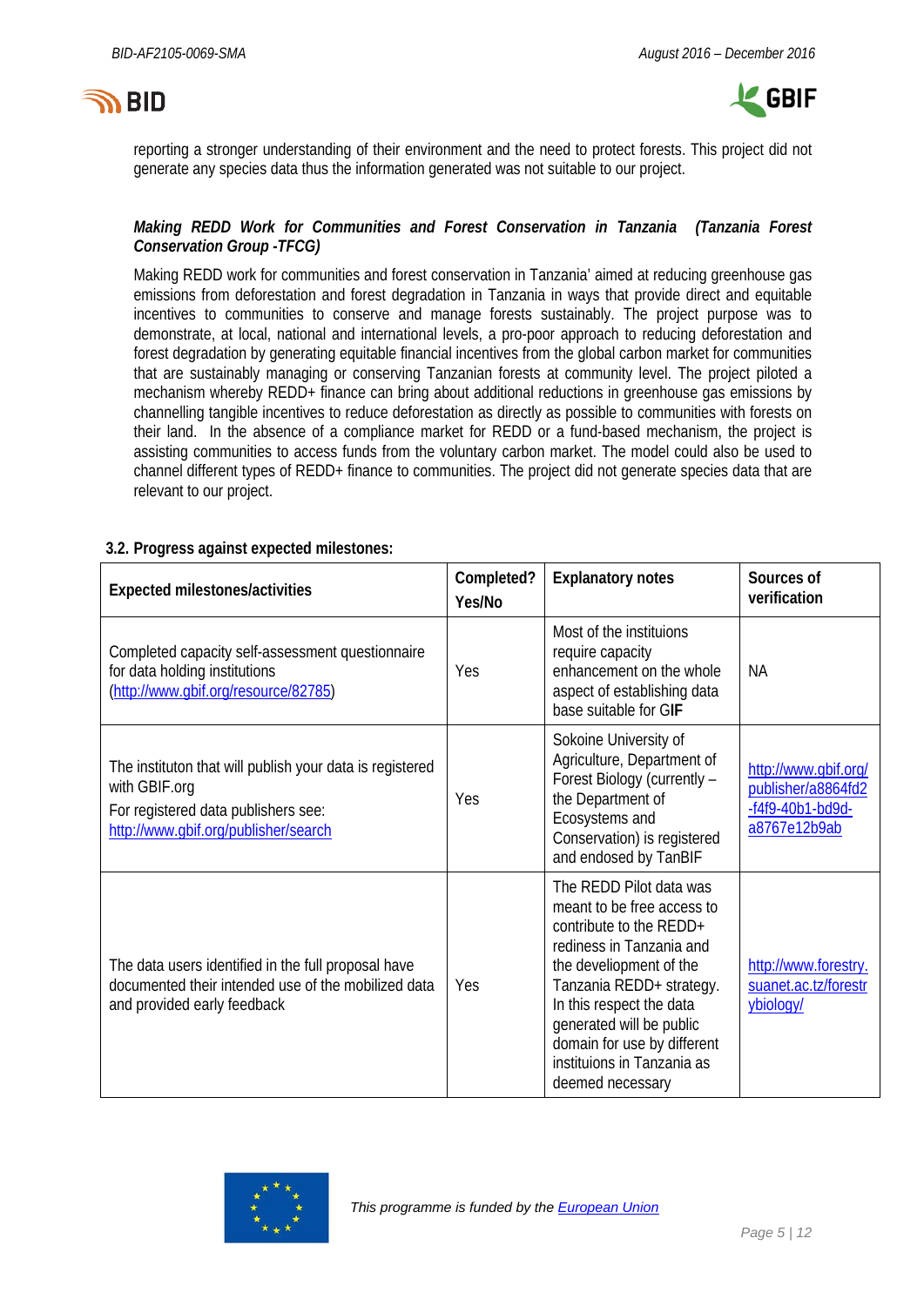reporting a stronger understanding of their environment and the need to protect forests. This project did not generate any species data thus the information generated was not suitable to our project.

***Making REDD Work for Communities and Forest Conservation in Tanzania (Tanzania Forest Conservation Group -TFCG)***

Making REDD work for communities and forest conservation in Tanzania' aimed at reducing greenhouse gas emissions from deforestation and forest degradation in Tanzania in ways that provide direct and equitable incentives to communities to conserve and manage forests sustainably. The project purpose was to demonstrate, at local, national and international levels, a pro-poor approach to reducing deforestation and forest degradation by generating equitable financial incentives from the global carbon market for communities that are sustainably managing or conserving Tanzanian forests at community level. The project piloted a mechanism whereby REDD+ finance can bring about additional reductions in greenhouse gas emissions by channelling tangible incentives to reduce deforestation as directly as possible to communities with forests on their land. In the absence of a compliance market for REDD or a fund-based mechanism, the project is assisting communities to access funds from the voluntary carbon market. The model could also be used to channel different types of REDD+ finance to communities. The project did not generate species data that are relevant to our project.

### 3.2. Progress against expected milestones:

| Expected milestones/activities | Completed? Yes/No | Explanatory notes | Sources of verification |
|---|---|---|---|
| Completed capacity self-assessment questionnaire for data holding institutions (http://www.gbif.org/resource/82785) | Yes | Most of the instituions require capacity enhancement on the whole aspect of establishing data base suitable for GIF | NA |
| The instituton that will publish your data is registered with GBIF.org<br>For registered data publishers see: http://www.gbif.org/publisher/search | Yes | Sokoine University of Agriculture, Department of Forest Biology (currently – the Department of Ecosystems and Conservation) is registered and endosed by TanBIF | http://www.gbif.org/publisher/a8864fd2-f4f9-40b1-bd9d-a8767e12b9ab |
| The data users identified in the full proposal have documented their intended use of the mobilized data and provided early feedback | Yes | The REDD Pilot data was meant to be free access to contribute to the REDD+ rediness in Tanzania and the develiopment of the Tanzania REDD+ strategy. In this respect the data generated will be public domain for use by different instituions in Tanzania as deemed necessary | http://www.forestry.suanet.ac.tz/forestrybiology/ |

*This programme is funded by the European Union*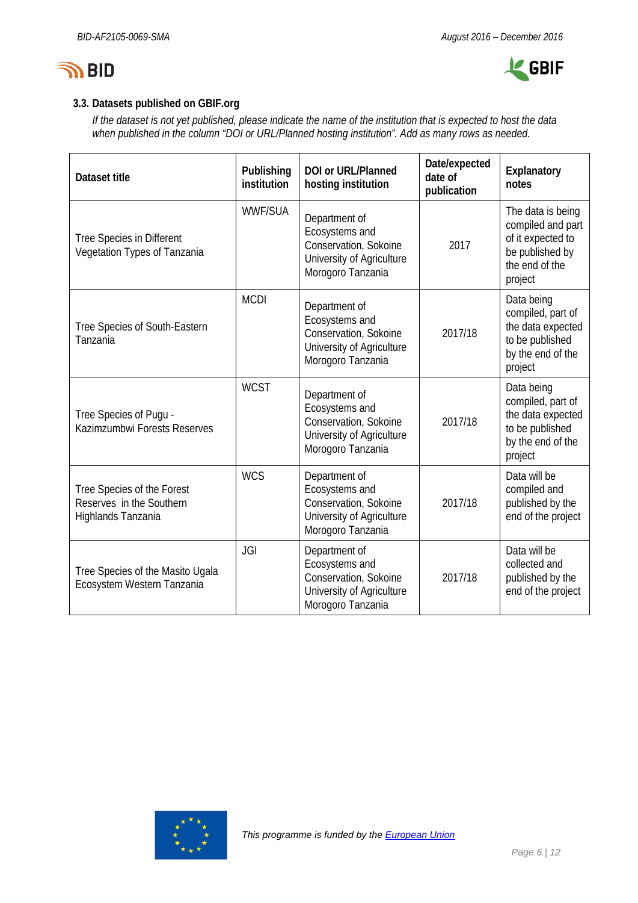### 3.3. Datasets published on GBIF.org

*If the dataset is not yet published, please indicate the name of the institution that is expected to host the data when published in the column "DOI or URL/Planned hosting institution". Add as many rows as needed.*

| Dataset title | Publishing institution | DOI or URL/Planned hosting institution | Date/expected date of publication | Explanatory notes |
|---|---|---|---|---|
| Tree Species in Different Vegetation Types of Tanzania | WWF/SUA | Department of Ecosystems and Conservation, Sokoine University of Agriculture Morogoro Tanzania | 2017 | The data is being compiled and part of it expected to be published by the end of the project |
| Tree Species of South-Eastern Tanzania | MCDI | Department of Ecosystems and Conservation, Sokoine University of Agriculture Morogoro Tanzania | 2017/18 | Data being compiled, part of the data expected to be published by the end of the project |
| Tree Species of Pugu - Kazimzumbwi Forests Reserves | WCST | Department of Ecosystems and Conservation, Sokoine University of Agriculture Morogoro Tanzania | 2017/18 | Data being compiled, part of the data expected to be published by the end of the project |
| Tree Species of the Forest Reserves in the Southern Highlands Tanzania | WCS | Department of Ecosystems and Conservation, Sokoine University of Agriculture Morogoro Tanzania | 2017/18 | Data will be compiled and published by the end of the project |
| Tree Species of the Masito Ugala Ecosystem Western Tanzania | JGI | Department of Ecosystems and Conservation, Sokoine University of Agriculture Morogoro Tanzania | 2017/18 | Data will be collected and published by the end of the project |

*This programme is funded by the European Union*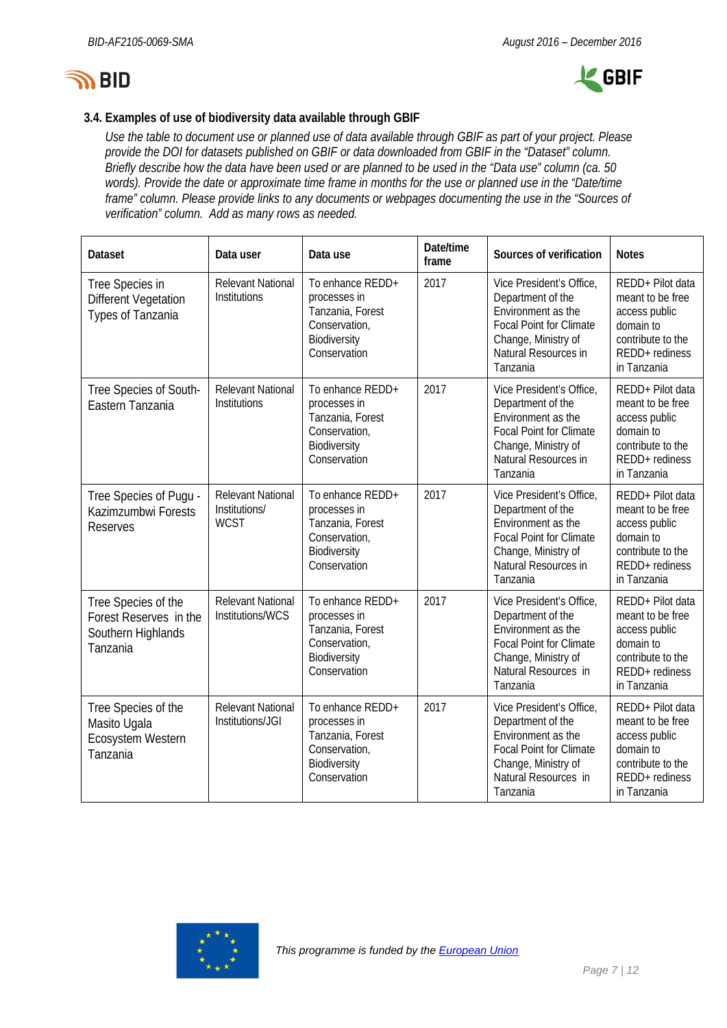### 3.4. Examples of use of biodiversity data available through GBIF

*Use the table to document use or planned use of data available through GBIF as part of your project. Please provide the DOI for datasets published on GBIF or data downloaded from GBIF in the "Dataset" column. Briefly describe how the data have been used or are planned to be used in the "Data use" column (ca. 50 words). Provide the date or approximate time frame in months for the use or planned use in the "Date/time frame" column. Please provide links to any documents or webpages documenting the use in the "Sources of verification" column. Add as many rows as needed.*

| Dataset | Data user | Data use | Date/time frame | Sources of verification | Notes |
|---|---|---|---|---|---|
| Tree Species in Different Vegetation Types of Tanzania | Relevant National Institutions | To enhance REDD+ processes in Tanzania, Forest Conservation, Biodiversity Conservation | 2017 | Vice President's Office, Department of the Environment as the Focal Point for Climate Change, Ministry of Natural Resources in Tanzania | REDD+ Pilot data meant to be free access public domain to contribute to the REDD+ rediness in Tanzania |
| Tree Species of South-Eastern Tanzania | Relevant National Institutions | To enhance REDD+ processes in Tanzania, Forest Conservation, Biodiversity Conservation | 2017 | Vice President's Office, Department of the Environment as the Focal Point for Climate Change, Ministry of Natural Resources in Tanzania | REDD+ Pilot data meant to be free access public domain to contribute to the REDD+ rediness in Tanzania |
| Tree Species of Pugu - Kazimzumbwi Forests Reserves | Relevant National Institutions/ WCST | To enhance REDD+ processes in Tanzania, Forest Conservation, Biodiversity Conservation | 2017 | Vice President's Office, Department of the Environment as the Focal Point for Climate Change, Ministry of Natural Resources in Tanzania | REDD+ Pilot data meant to be free access public domain to contribute to the REDD+ rediness in Tanzania |
| Tree Species of the Forest Reserves in the Southern Highlands Tanzania | Relevant National Institutions/WCS | To enhance REDD+ processes in Tanzania, Forest Conservation, Biodiversity Conservation | 2017 | Vice President's Office, Department of the Environment as the Focal Point for Climate Change, Ministry of Natural Resources in Tanzania | REDD+ Pilot data meant to be free access public domain to contribute to the REDD+ rediness in Tanzania |
| Tree Species of the Masito Ugala Ecosystem Western Tanzania | Relevant National Institutions/JGI | To enhance REDD+ processes in Tanzania, Forest Conservation, Biodiversity Conservation | 2017 | Vice President's Office, Department of the Environment as the Focal Point for Climate Change, Ministry of Natural Resources in Tanzania | REDD+ Pilot data meant to be free access public domain to contribute to the REDD+ rediness in Tanzania |

*This programme is funded by the European Union*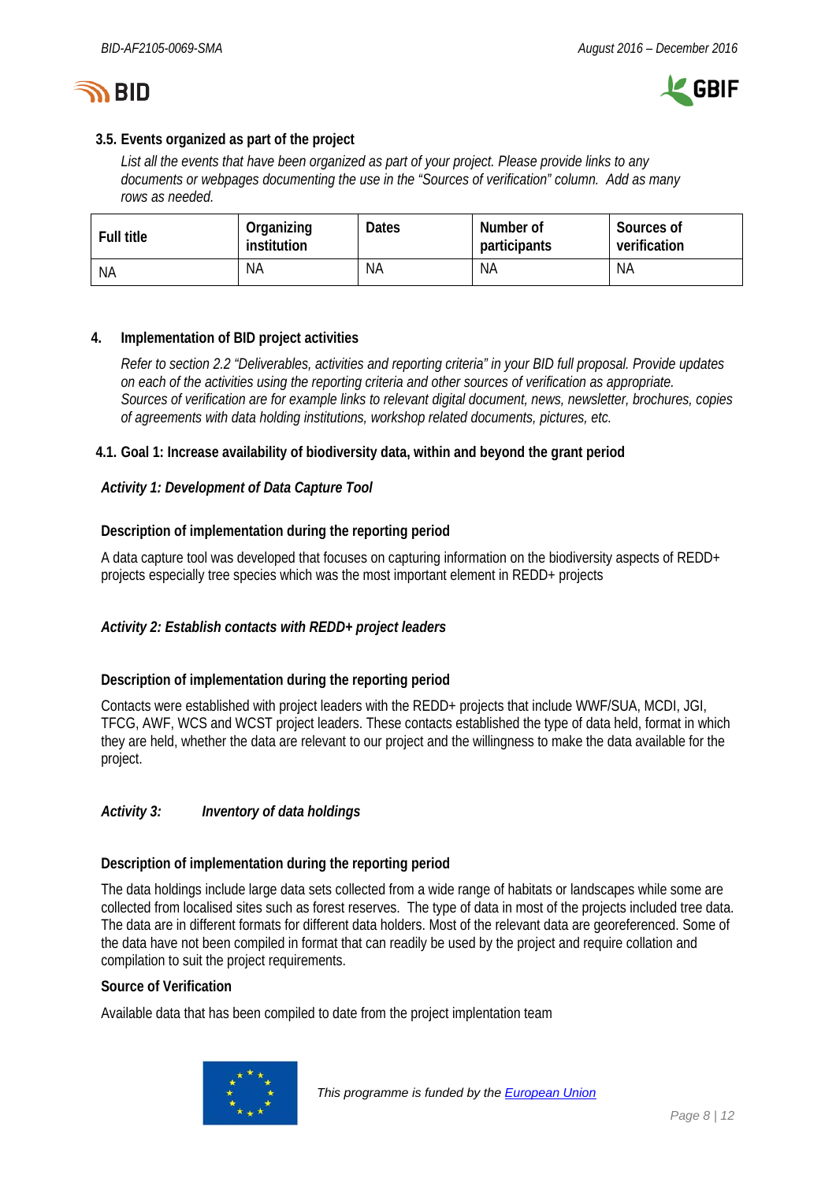### 3.5. Events organized as part of the project

*List all the events that have been organized as part of your project. Please provide links to any documents or webpages documenting the use in the "Sources of verification" column. Add as many rows as needed.*

| Full title | Organizing institution | Dates | Number of participants | Sources of verification |
|---|---|---|---|---|
| NA | NA | NA | NA | NA |

## 4. Implementation of BID project activities

*Refer to section 2.2 "Deliverables, activities and reporting criteria" in your BID full proposal. Provide updates on each of the activities using the reporting criteria and other sources of verification as appropriate. Sources of verification are for example links to relevant digital document, news, newsletter, brochures, copies of agreements with data holding institutions, workshop related documents, pictures, etc.*

### 4.1. Goal 1: Increase availability of biodiversity data, within and beyond the grant period

***Activity 1: Development of Data Capture Tool***

**Description of implementation during the reporting period**

A data capture tool was developed that focuses on capturing information on the biodiversity aspects of REDD+ projects especially tree species which was the most important element in REDD+ projects

***Activity 2: Establish contacts with REDD+ project leaders***

**Description of implementation during the reporting period**

Contacts were established with project leaders with the REDD+ projects that include WWF/SUA, MCDI, JGI, TFCG, AWF, WCS and WCST project leaders. These contacts established the type of data held, format in which they are held, whether the data are relevant to our project and the willingness to make the data available for the project.

***Activity 3: Inventory of data holdings***

**Description of implementation during the reporting period**

The data holdings include large data sets collected from a wide range of habitats or landscapes while some are collected from localised sites such as forest reserves. The type of data in most of the projects included tree data. The data are in different formats for different data holders. Most of the relevant data are georeferenced. Some of the data have not been compiled in format that can readily be used by the project and require collation and compilation to suit the project requirements.

**Source of Verification**

Available data that has been compiled to date from the project implentation team

*This programme is funded by the European Union*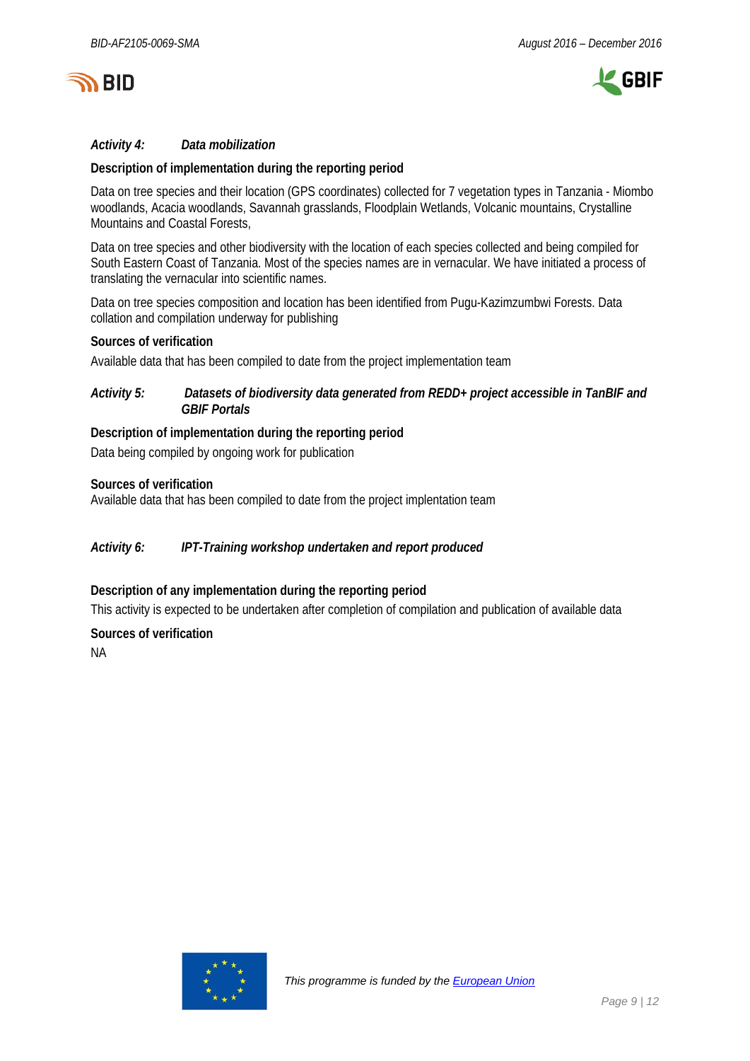### *Activity 4: Data mobilization*

**Description of implementation during the reporting period**

Data on tree species and their location (GPS coordinates) collected for 7 vegetation types in Tanzania - Miombo woodlands, Acacia woodlands, Savannah grasslands, Floodplain Wetlands, Volcanic mountains, Crystalline Mountains and Coastal Forests,

Data on tree species and other biodiversity with the location of each species collected and being compiled for South Eastern Coast of Tanzania. Most of the species names are in vernacular. We have initiated a process of translating the vernacular into scientific names.

Data on tree species composition and location has been identified from Pugu-Kazimzumbwi Forests. Data collation and compilation underway for publishing

**Sources of verification**

Available data that has been compiled to date from the project implementation team

### *Activity 5: Datasets of biodiversity data generated from REDD+ project accessible in TanBIF and GBIF Portals*

**Description of implementation during the reporting period**

Data being compiled by ongoing work for publication

**Sources of verification**

Available data that has been compiled to date from the project implentation team

### *Activity 6: IPT-Training workshop undertaken and report produced*

**Description of any implementation during the reporting period**

This activity is expected to be undertaken after completion of compilation and publication of available data

**Sources of verification**

NA

*This programme is funded by the European Union*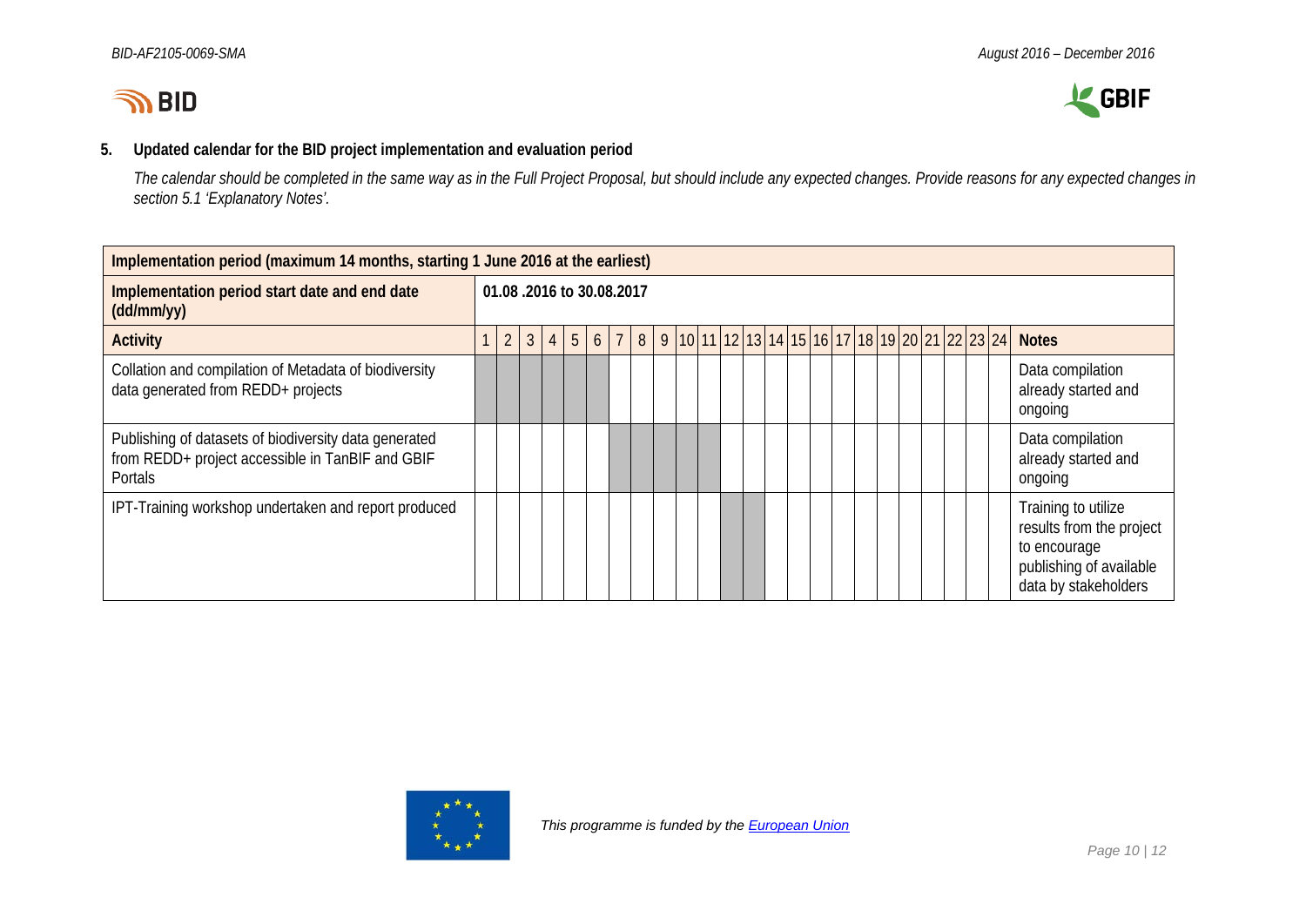## 5. Updated calendar for the BID project implementation and evaluation period

*The calendar should be completed in the same way as in the Full Project Proposal, but should include any expected changes. Provide reasons for any expected changes in section 5.1 'Explanatory Notes'.*

| **Implementation period (maximum 14 months, starting 1 June 2016 at the earliest)** | | | | | | | | | | | | | | | | | | | | | | | | | |
|---|---|---|---|---|---|---|---|---|---|---|---|---|---|---|---|---|---|---|---|---|---|---|---|---|---|
| **Implementation period start date and end date (dd/mm/yy)** | **01.08 .2016 to 30.08.2017** | | | | | | | | | | | | | | | | | | | | | | | | |
| **Activity** | 1 | 2 | 3 | 4 | 5 | 6 | 7 | 8 | 9 | 10 | 11 | 12 | 13 | 14 | 15 | 16 | 17 | 18 | 19 | 20 | 21 | 22 | 23 | 24 | **Notes** |
| Collation and compilation of Metadata of biodiversity data generated from REDD+ projects | | ■ | ■ | ■ | ■ | ■ | | | | | | | | | | | | | | | | | | | Data compilation already started and ongoing |
| Publishing of datasets of biodiversity data generated from REDD+ project accessible in TanBIF and GBIF Portals | | | | | | | ■ | ■ | ■ | ■ | ■ | | | | | | | | | | | | | | Data compilation already started and ongoing |
| IPT-Training workshop undertaken and report produced | | | | | | | | | | | | ■ | ■ | | | | | | | | | | | | Training to utilize results from the project to encourage publishing of available data by stakeholders |

*This programme is funded by the European Union*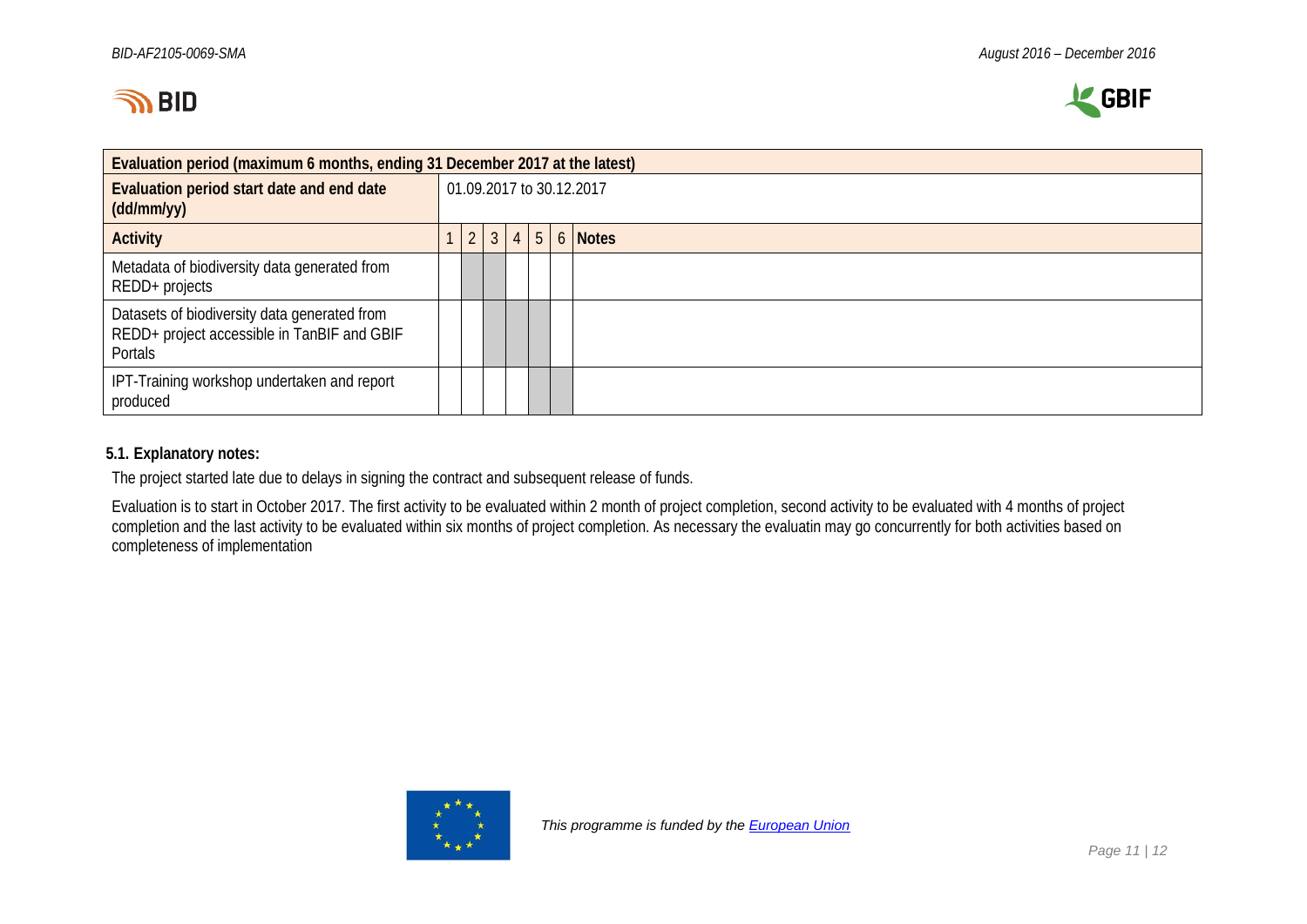| Evaluation period (maximum 6 months, ending 31 December 2017 at the latest) | | | | | | | |
|---|---|---|---|---|---|---|---|
| **Evaluation period start date and end date (dd/mm/yy)** | 01.09.2017 to 30.12.2017 | | | | | | |
| **Activity** | 1 | 2 | 3 | 4 | 5 | 6 | **Notes** |
| Metadata of biodiversity data generated from REDD+ projects | | | | | | | |
| Datasets of biodiversity data generated from REDD+ project accessible in TanBIF and GBIF Portals | | | | | | | |
| IPT-Training workshop undertaken and report produced | | | | | | | |

**5.1. Explanatory notes:**

The project started late due to delays in signing the contract and subsequent release of funds.

Evaluation is to start in October 2017. The first activity to be evaluated within 2 month of project completion, second activity to be evaluated with 4 months of project completion and the last activity to be evaluated within six months of project completion. As necessary the evaluatin may go concurrently for both activities based on completeness of implementation

*This programme is funded by the European Union*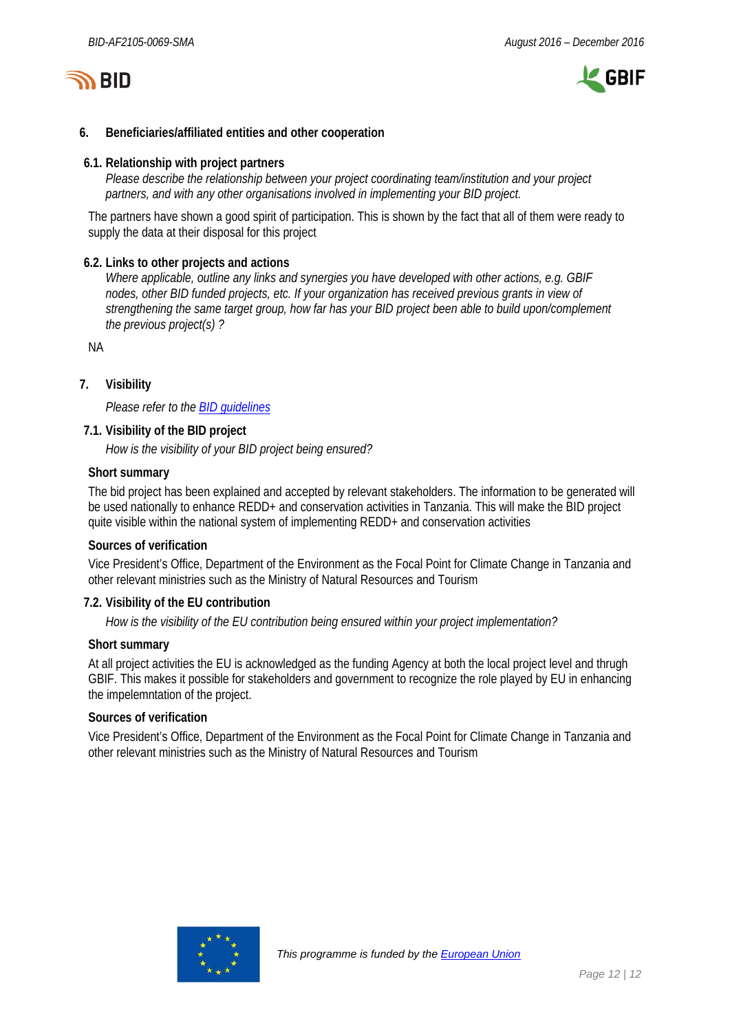## 6. Beneficiaries/affiliated entities and other cooperation

### 6.1. Relationship with project partners

*Please describe the relationship between your project coordinating team/institution and your project partners, and with any other organisations involved in implementing your BID project.*

The partners have shown a good spirit of participation. This is shown by the fact that all of them were ready to supply the data at their disposal for this project

### 6.2. Links to other projects and actions

*Where applicable, outline any links and synergies you have developed with other actions, e.g. GBIF nodes, other BID funded projects, etc. If your organization has received previous grants in view of strengthening the same target group, how far has your BID project been able to build upon/complement the previous project(s) ?*

NA

## 7. Visibility

*Please refer to the [BID guidelines]()*

### 7.1. Visibility of the BID project

*How is the visibility of your BID project being ensured?*

**Short summary**

The bid project has been explained and accepted by relevant stakeholders. The information to be generated will be used nationally to enhance REDD+ and conservation activities in Tanzania. This will make the BID project quite visible within the national system of implementing REDD+ and conservation activities

**Sources of verification**

Vice President's Office, Department of the Environment as the Focal Point for Climate Change in Tanzania and other relevant ministries such as the Ministry of Natural Resources and Tourism

### 7.2. Visibility of the EU contribution

*How is the visibility of the EU contribution being ensured within your project implementation?*

**Short summary**

At all project activities the EU is acknowledged as the funding Agency at both the local project level and thrugh GBIF. This makes it possible for stakeholders and government to recognize the role played by EU in enhancing the impelemntation of the project.

**Sources of verification**

Vice President's Office, Department of the Environment as the Focal Point for Climate Change in Tanzania and other relevant ministries such as the Ministry of Natural Resources and Tourism

*This programme is funded by the [European Union]()*